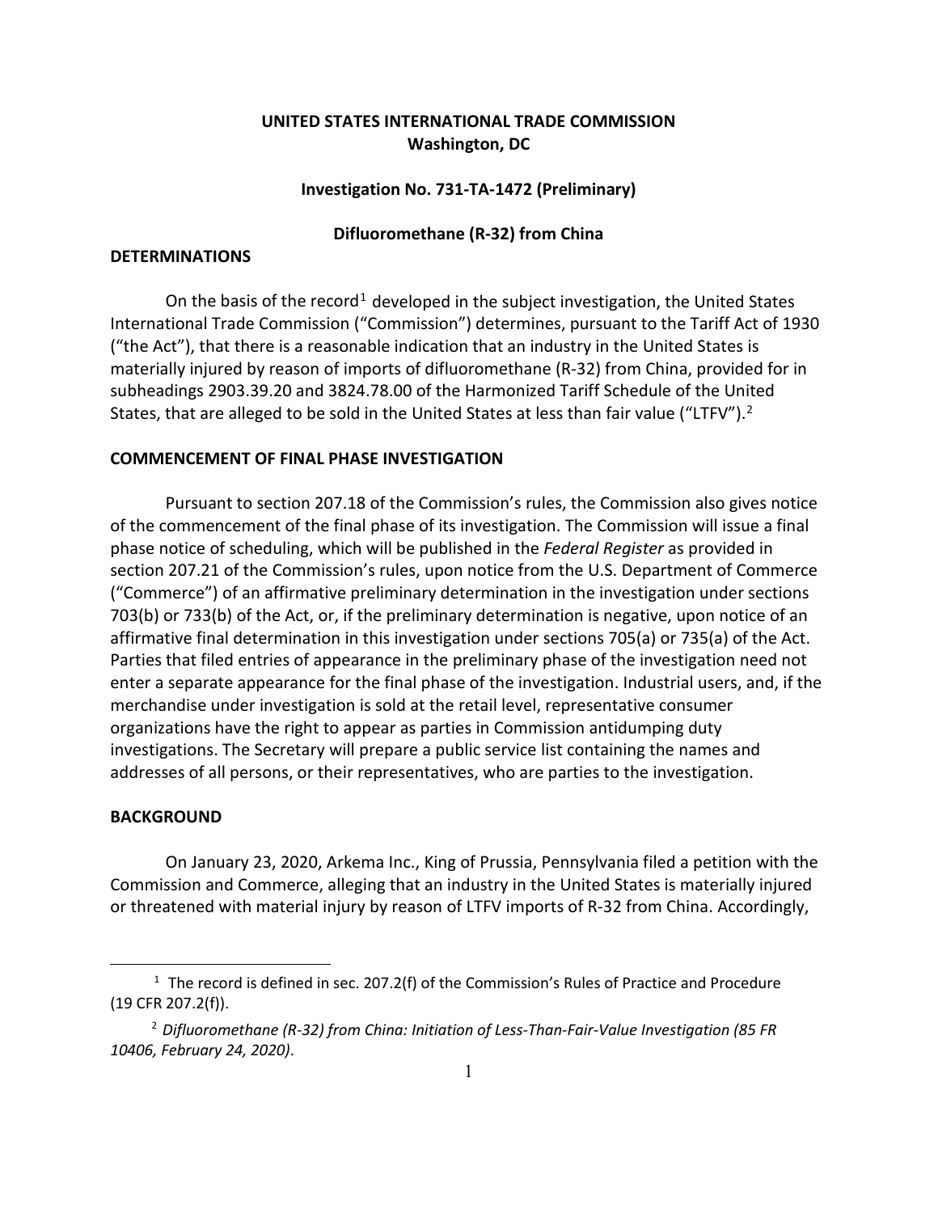**UNITED STATES INTERNATIONAL TRADE COMMISSION**
**Washington, DC**

**Investigation No. 731-TA-1472 (Preliminary)**

**Difluoromethane (R-32) from China**

## DETERMINATIONS

On the basis of the record[1] developed in the subject investigation, the United States International Trade Commission ("Commission") determines, pursuant to the Tariff Act of 1930 ("the Act"), that there is a reasonable indication that an industry in the United States is materially injured by reason of imports of difluoromethane (R-32) from China, provided for in subheadings 2903.39.20 and 3824.78.00 of the Harmonized Tariff Schedule of the United States, that are alleged to be sold in the United States at less than fair value ("LTFV").[2]

## COMMENCEMENT OF FINAL PHASE INVESTIGATION

Pursuant to section 207.18 of the Commission's rules, the Commission also gives notice of the commencement of the final phase of its investigation. The Commission will issue a final phase notice of scheduling, which will be published in the *Federal Register* as provided in section 207.21 of the Commission's rules, upon notice from the U.S. Department of Commerce ("Commerce") of an affirmative preliminary determination in the investigation under sections 703(b) or 733(b) of the Act, or, if the preliminary determination is negative, upon notice of an affirmative final determination in this investigation under sections 705(a) or 735(a) of the Act. Parties that filed entries of appearance in the preliminary phase of the investigation need not enter a separate appearance for the final phase of the investigation. Industrial users, and, if the merchandise under investigation is sold at the retail level, representative consumer organizations have the right to appear as parties in Commission antidumping duty investigations. The Secretary will prepare a public service list containing the names and addresses of all persons, or their representatives, who are parties to the investigation.

## BACKGROUND

On January 23, 2020, Arkema Inc., King of Prussia, Pennsylvania filed a petition with the Commission and Commerce, alleging that an industry in the United States is materially injured or threatened with material injury by reason of LTFV imports of R-32 from China. Accordingly,

---

[1] The record is defined in sec. 207.2(f) of the Commission's Rules of Practice and Procedure (19 CFR 207.2(f)).

[2] *Difluoromethane (R-32) from China: Initiation of Less-Than-Fair-Value Investigation (85 FR 10406, February 24, 2020).*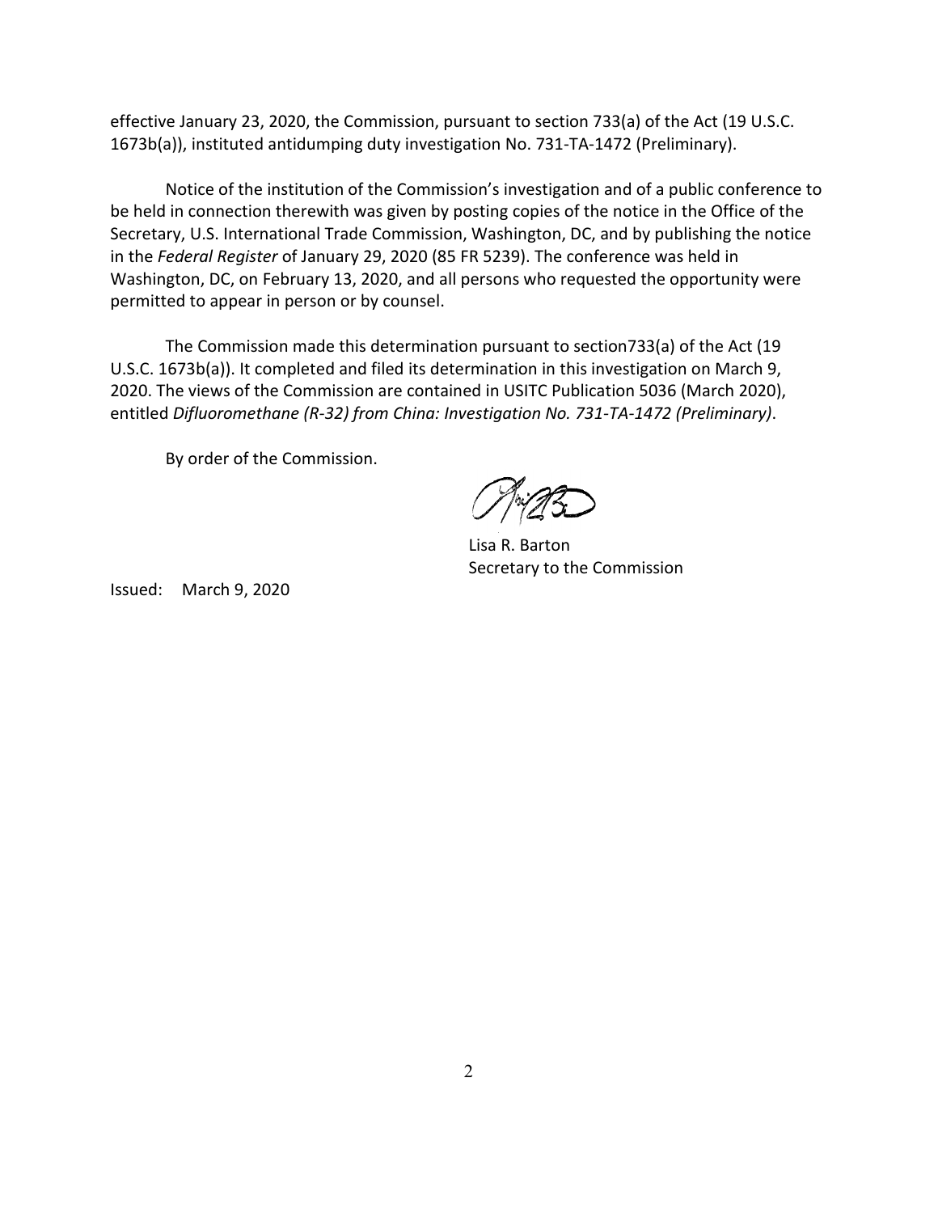effective January 23, 2020, the Commission, pursuant to section 733(a) of the Act (19 U.S.C. 1673b(a)), instituted antidumping duty investigation No. 731-TA-1472 (Preliminary).

Notice of the institution of the Commission's investigation and of a public conference to be held in connection therewith was given by posting copies of the notice in the Office of the Secretary, U.S. International Trade Commission, Washington, DC, and by publishing the notice in the *Federal Register* of January 29, 2020 (85 FR 5239). The conference was held in Washington, DC, on February 13, 2020, and all persons who requested the opportunity were permitted to appear in person or by counsel.

The Commission made this determination pursuant to section733(a) of the Act (19 U.S.C. 1673b(a)). It completed and filed its determination in this investigation on March 9, 2020. The views of the Commission are contained in USITC Publication 5036 (March 2020), entitled *Difluoromethane (R-32) from China: Investigation No. 731-TA-1472 (Preliminary)*.

By order of the Commission.

Lisa R. Barton
Secretary to the Commission

Issued: March 9, 2020